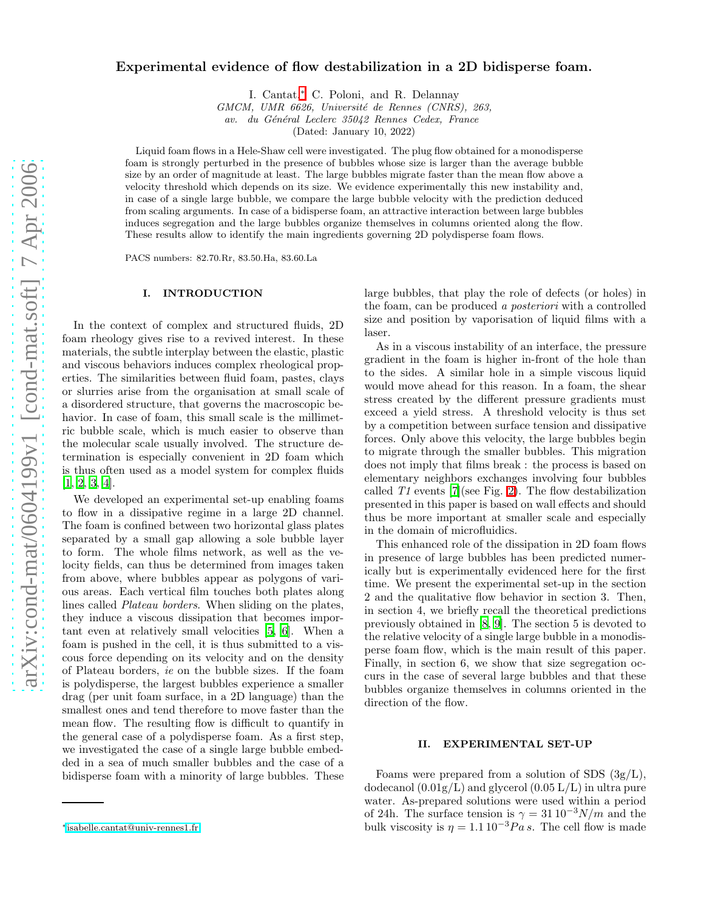# Experimental evidence of flow destabilization in a 2D bidisperse foam.

I. Cantat,[*] C. Poloni, and R. Delannay

*GMCM, UMR 6626, Université de Rennes (CNRS), 263, av. du Général Leclerc 35042 Rennes Cedex, France*

(Dated: January 10, 2022)

Liquid foam flows in a Hele-Shaw cell were investigated. The plug flow obtained for a monodisperse foam is strongly perturbed in the presence of bubbles whose size is larger than the average bubble size by an order of magnitude at least. The large bubbles migrate faster than the mean flow above a velocity threshold which depends on its size. We evidence experimentally this new instability and, in case of a single large bubble, we compare the large bubble velocity with the prediction deduced from scaling arguments. In case of a bidisperse foam, an attractive interaction between large bubbles induces segregation and the large bubbles organize themselves in columns oriented along the flow. These results allow to identify the main ingredients governing 2D polydisperse foam flows.

PACS numbers: 82.70.Rr, 83.50.Ha, 83.60.La

## I. INTRODUCTION

In the context of complex and structured fluids, 2D foam rheology gives rise to a revived interest. In these materials, the subtle interplay between the elastic, plastic and viscous behaviors induces complex rheological properties. The similarities between fluid foam, pastes, clays or slurries arise from the organisation at small scale of a disordered structure, that governs the macroscopic behavior. In case of foam, this small scale is the millimetric bubble scale, which is much easier to observe than the molecular scale usually involved. The structure determination is especially convenient in 2D foam which is thus often used as a model system for complex fluids [1, 2, 3, 4].

We developed an experimental set-up enabling foams to flow in a dissipative regime in a large 2D channel. The foam is confined between two horizontal glass plates separated by a small gap allowing a sole bubble layer to form. The whole films network, as well as the velocity fields, can thus be determined from images taken from above, where bubbles appear as polygons of various areas. Each vertical film touches both plates along lines called *Plateau borders*. When sliding on the plates, they induce a viscous dissipation that becomes important even at relatively small velocities [5, 6]. When a foam is pushed in the cell, it is thus submitted to a viscous force depending on its velocity and on the density of Plateau borders, *ie* on the bubble sizes. If the foam is polydisperse, the largest bubbles experience a smaller drag (per unit foam surface, in a 2D language) than the smallest ones and tend therefore to move faster than the mean flow. The resulting flow is difficult to quantify in the general case of a polydisperse foam. As a first step, we investigated the case of a single large bubble embedded in a sea of much smaller bubbles and the case of a bidisperse foam with a minority of large bubbles. These large bubbles, that play the role of defects (or holes) in the foam, can be produced *a posteriori* with a controlled size and position by vaporisation of liquid films with a laser.

As in a viscous instability of an interface, the pressure gradient in the foam is higher in-front of the hole than to the sides. A similar hole in a simple viscous liquid would move ahead for this reason. In a foam, the shear stress created by the different pressure gradients must exceed a yield stress. A threshold velocity is thus set by a competition between surface tension and dissipative forces. Only above this velocity, the large bubbles begin to migrate through the smaller bubbles. This migration does not imply that films break : the process is based on elementary neighbors exchanges involving four bubbles called *T1* events [7](see Fig. 2). The flow destabilization presented in this paper is based on wall effects and should thus be more important at smaller scale and especially in the domain of microfluidics.

This enhanced role of the dissipation in 2D foam flows in presence of large bubbles has been predicted numerically but is experimentally evidenced here for the first time. We present the experimental set-up in the section 2 and the qualitative flow behavior in section 3. Then, in section 4, we briefly recall the theoretical predictions previously obtained in [8, 9]. The section 5 is devoted to the relative velocity of a single large bubble in a monodisperse foam flow, which is the main result of this paper. Finally, in section 6, we show that size segregation occurs in the case of several large bubbles and that these bubbles organize themselves in columns oriented in the direction of the flow.

## II. EXPERIMENTAL SET-UP

Foams were prepared from a solution of SDS (3g/L), dodecanol (0.01g/L) and glycerol (0.05 L/L) in ultra pure water. As-prepared solutions were used within a period of 24h. The surface tension is $\gamma = 31\,10^{-3} N/m$ and the bulk viscosity is $\eta = 1.1\,10^{-3} Pa\,s$. The cell flow is made

[*] isabelle.cantat@univ-rennes1.fr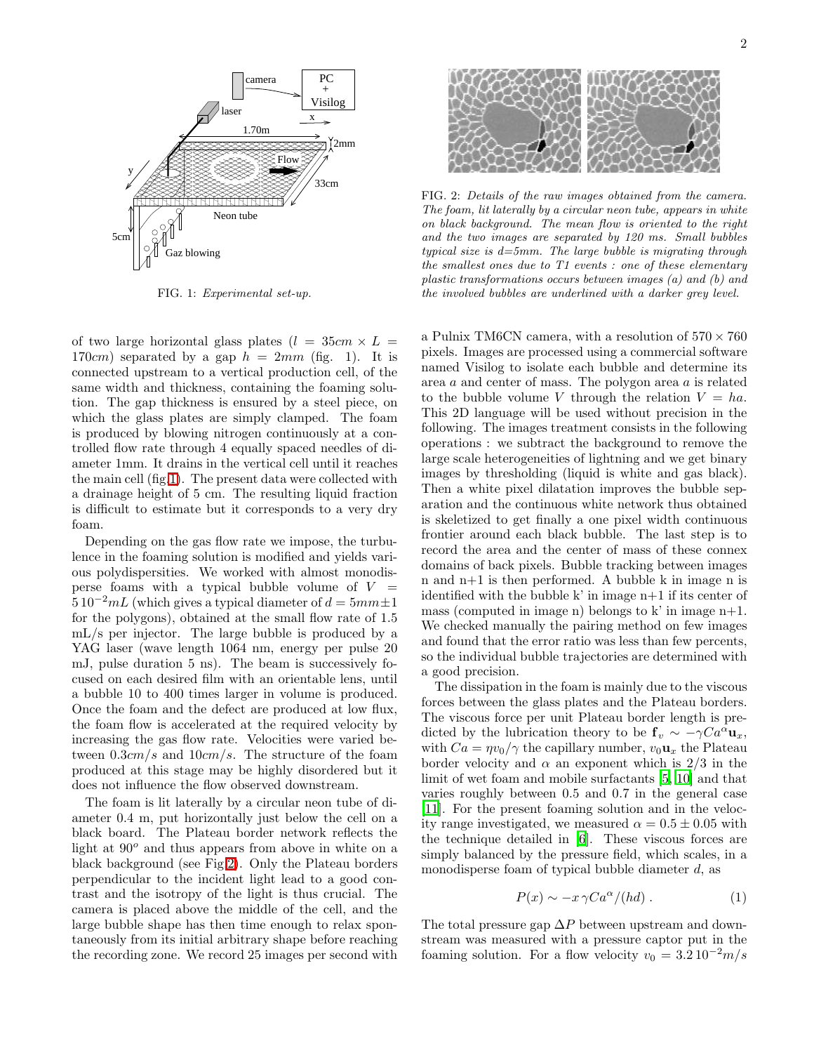FIG. 1: *Experimental set-up.*

FIG. 2: *Details of the raw images obtained from the camera. The foam, lit laterally by a circular neon tube, appears in white on black background. The mean flow is oriented to the right and the two images are separated by 120 ms. Small bubbles typical size is d=5mm. The large bubble is migrating through the smallest ones due to T1 events : one of these elementary plastic transformations occurs between images (a) and (b) and the involved bubbles are underlined with a darker grey level.*

of two large horizontal glass plates ($l = 35cm \times L = 170cm$) separated by a gap $h = 2mm$ (fig. 1). It is connected upstream to a vertical production cell, of the same width and thickness, containing the foaming solution. The gap thickness is ensured by a steel piece, on which the glass plates are simply clamped. The foam is produced by blowing nitrogen continuously at a controlled flow rate through 4 equally spaced needles of diameter 1mm. It drains in the vertical cell until it reaches the main cell (fig.1). The present data were collected with a drainage height of 5 cm. The resulting liquid fraction is difficult to estimate but it corresponds to a very dry foam.

Depending on the gas flow rate we impose, the turbulence in the foaming solution is modified and yields various polydispersities. We worked with almost monodisperse foams with a typical bubble volume of $V = 5\,10^{-2}mL$ (which gives a typical diameter of $d = 5mm\pm1$ for the polygons), obtained at the small flow rate of 1.5 mL/s per injector. The large bubble is produced by a YAG laser (wave length 1064 nm, energy per pulse 20 mJ, pulse duration 5 ns). The beam is successively focused on each desired film with an orientable lens, until a bubble 10 to 400 times larger in volume is produced. Once the foam and the defect are produced at low flux, the foam flow is accelerated at the required velocity by increasing the gas flow rate. Velocities were varied between $0.3cm/s$ and $10cm/s$. The structure of the foam produced at this stage may be highly disordered but it does not influence the flow observed downstream.

The foam is lit laterally by a circular neon tube of diameter 0.4 m, put horizontally just below the cell on a black board. The Plateau border network reflects the light at $90^o$ and thus appears from above in white on a black background (see Fig2). Only the Plateau borders perpendicular to the incident light lead to a good contrast and the isotropy of the light is thus crucial. The camera is placed above the middle of the cell, and the large bubble shape has then time enough to relax spontaneously from its initial arbitrary shape before reaching the recording zone. We record 25 images per second with a Pulnix TM6CN camera, with a resolution of $570 \times 760$ pixels. Images are processed using a commercial software named Visilog to isolate each bubble and determine its area $a$ and center of mass. The polygon area $a$ is related to the bubble volume $V$ through the relation $V = ha$. This 2D language will be used without precision in the following. The images treatment consists in the following operations : we subtract the background to remove the large scale heterogeneities of lightning and we get binary images by thresholding (liquid is white and gas black). Then a white pixel dilatation improves the bubble separation and the continuous white network thus obtained is skeletized to get finally a one pixel width continuous frontier around each black bubble. The last step is to record the area and the center of mass of these connex domains of back pixels. Bubble tracking between images n and n+1 is then performed. A bubble k in image n is identified with the bubble k' in image n+1 if its center of mass (computed in image n) belongs to k' in image n+1. We checked manually the pairing method on few images and found that the error ratio was less than few percents, so the individual bubble trajectories are determined with a good precision.

The dissipation in the foam is mainly due to the viscous forces between the glass plates and the Plateau borders. The viscous force per unit Plateau border length is predicted by the lubrication theory to be $\mathbf{f}_v \sim -\gamma Ca^{\alpha}\mathbf{u}_x$, with $Ca = \eta v_0/\gamma$ the capillary number, $v_0\mathbf{u}_x$ the Plateau border velocity and $\alpha$ an exponent which is 2/3 in the limit of wet foam and mobile surfactants [5, 10] and that varies roughly between 0.5 and 0.7 in the general case [11]. For the present foaming solution and in the velocity range investigated, we measured $\alpha = 0.5 \pm 0.05$ with the technique detailed in [6]. These viscous forces are simply balanced by the pressure field, which scales, in a monodisperse foam of typical bubble diameter $d$, as

$$P(x) \sim -x\,\gamma Ca^{\alpha}/(hd)\,. \tag{1}$$

The total pressure gap $\Delta P$ between upstream and downstream was measured with a pressure captor put in the foaming solution. For a flow velocity $v_0 = 3.2\,10^{-2}m/s$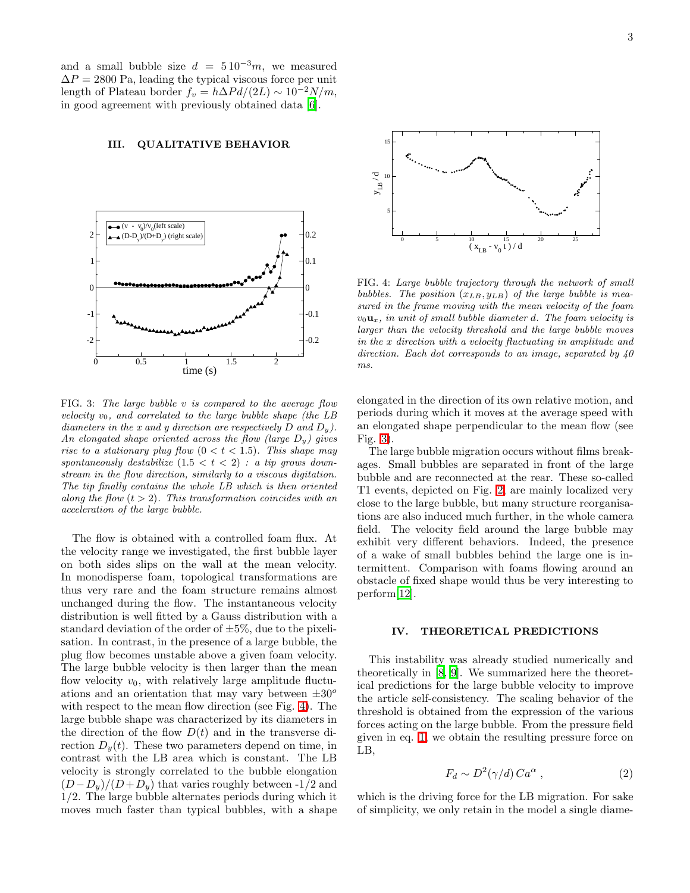and a small bubble size $d = 5\,10^{-3}m$, we measured $\Delta P = 2800$ Pa, leading the typical viscous force per unit length of Plateau border $f_v = h\Delta P d/(2L) \sim 10^{-2}N/m$, in good agreement with previously obtained data [6].

## III. QUALITATIVE BEHAVIOR

FIG. 3: *The large bubble $v$ is compared to the average flow velocity $v_0$, and correlated to the large bubble shape (the LB diameters in the x and y direction are respectively $D$ and $D_y$). An elongated shape oriented across the flow (large $D_y$) gives rise to a stationary plug flow ($0 < t < 1.5$). This shape may spontaneously destabilize ($1.5 < t < 2$) : a tip grows downstream in the flow direction, similarly to a viscous digitation. The tip finally contains the whole LB which is then oriented along the flow ($t > 2$). This transformation coincides with an acceleration of the large bubble.*

The flow is obtained with a controlled foam flux. At the velocity range we investigated, the first bubble layer on both sides slips on the wall at the mean velocity. In monodisperse foam, topological transformations are thus very rare and the foam structure remains almost unchanged during the flow. The instantaneous velocity distribution is well fitted by a Gauss distribution with a standard deviation of the order of $\pm 5\%$, due to the pixelisation. In contrast, in the presence of a large bubble, the plug flow becomes unstable above a given foam velocity. The large bubble velocity is then larger than the mean flow velocity $v_0$, with relatively large amplitude fluctuations and an orientation that may vary between $\pm 30^o$ with respect to the mean flow direction (see Fig. 4). The large bubble shape was characterized by its diameters in the direction of the flow $D(t)$ and in the transverse direction $D_y(t)$. These two parameters depend on time, in contrast with the LB area which is constant. The LB velocity is strongly correlated to the bubble elongation $(D - D_y)/(D + D_y)$ that varies roughly between -1/2 and 1/2. The large bubble alternates periods during which it moves much faster than typical bubbles, with a shape elongated in the direction of its own relative motion, and periods during which it moves at the average speed with an elongated shape perpendicular to the mean flow (see Fig. 3).

FIG. 4: *Large bubble trajectory through the network of small bubbles. The position $(x_{LB}, y_{LB})$ of the large bubble is measured in the frame moving with the mean velocity of the foam $v_0\mathbf{u}_x$, in unit of small bubble diameter $d$. The foam velocity is larger than the velocity threshold and the large bubble moves in the x direction with a velocity fluctuating in amplitude and direction. Each dot corresponds to an image, separated by 40 ms.*

The large bubble migration occurs without films breakages. Small bubbles are separated in front of the large bubble and are reconnected at the rear. These so-called T1 events, depicted on Fig. 2, are mainly localized very close to the large bubble, but many structure reorganisations are also induced much further, in the whole camera field. The velocity field around the large bubble may exhibit very different behaviors. Indeed, the presence of a wake of small bubbles behind the large one is intermittent. Comparison with foams flowing around an obstacle of fixed shape would thus be very interesting to perform[12].

## IV. THEORETICAL PREDICTIONS

This instability was already studied numerically and theoretically in [8, 9]. We summarized here the theoretical predictions for the large bubble velocity to improve the article self-consistency. The scaling behavior of the threshold is obtained from the expression of the various forces acting on the large bubble. From the pressure field given in eq. 1, we obtain the resulting pressure force on LB,

$$F_d \sim D^2(\gamma/d)\,Ca^{\alpha}\;, \tag{2}$$

which is the driving force for the LB migration. For sake of simplicity, we only retain in the model a single diame-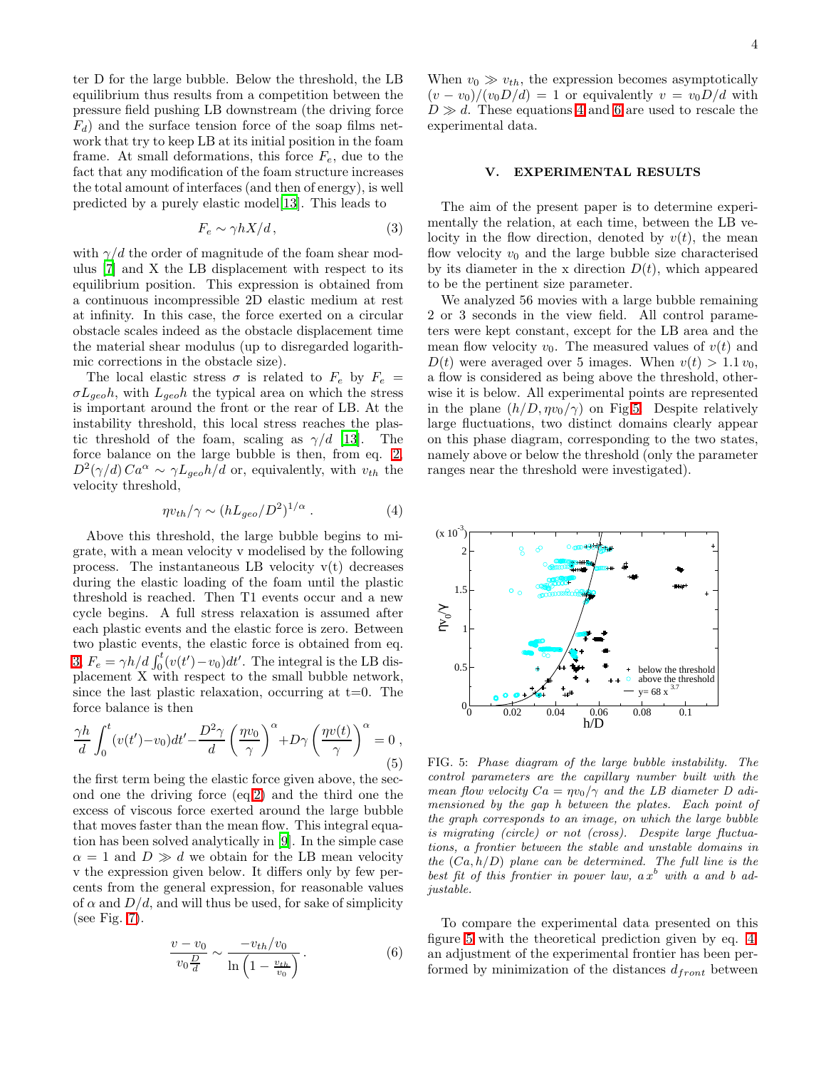ter D for the large bubble. Below the threshold, the LB equilibrium thus results from a competition between the pressure field pushing LB downstream (the driving force $F_d$) and the surface tension force of the soap films network that try to keep LB at its initial position in the foam frame. At small deformations, this force $F_e$, due to the fact that any modification of the foam structure increases the total amount of interfaces (and then of energy), is well predicted by a purely elastic model[13]. This leads to

$$F_e \sim \gamma h X/d\,, \tag{3}$$

with $\gamma/d$ the order of magnitude of the foam shear modulus [7] and X the LB displacement with respect to its equilibrium position. This expression is obtained from a continuous incompressible 2D elastic medium at rest at infinity. In this case, the force exerted on a circular obstacle scales indeed as the obstacle displacement time the material shear modulus (up to disregarded logarithmic corrections in the obstacle size).

The local elastic stress $\sigma$ is related to $F_e$ by $F_e = \sigma L_{geo} h$, with $L_{geo} h$ the typical area on which the stress is important around the front or the rear of LB. At the instability threshold, this local stress reaches the plastic threshold of the foam, scaling as $\gamma/d$ [13]. The force balance on the large bubble is then, from eq. 2, $D^2(\gamma/d)\, Ca^\alpha \sim \gamma L_{geo} h/d$ or, equivalently, with $v_{th}$ the velocity threshold,

$$\eta v_{th}/\gamma \sim (h L_{geo}/D^2)^{1/\alpha}\,. \tag{4}$$

Above this threshold, the large bubble begins to migrate, with a mean velocity v modelised by the following process. The instantaneous LB velocity v(t) decreases during the elastic loading of the foam until the plastic threshold is reached. Then T1 events occur and a new cycle begins. A full stress relaxation is assumed after each plastic events and the elastic force is zero. Between two plastic events, the elastic force is obtained from eq. 3: $F_e = \gamma h/d \int_0^t (v(t')-v_0)dt'$. The integral is the LB displacement X with respect to the small bubble network, since the last plastic relaxation, occurring at t=0. The force balance is then

$$\frac{\gamma h}{d}\int_0^t (v(t')-v_0)dt' - \frac{D^2\gamma}{d}\left(\frac{\eta v_0}{\gamma}\right)^\alpha + D\gamma\left(\frac{\eta v(t)}{\gamma}\right)^\alpha = 0\,, \tag{5}$$

the first term being the elastic force given above, the second one the driving force (eq2) and the third one the excess of viscous force exerted around the large bubble that moves faster than the mean flow. This integral equation has been solved analytically in [9]. In the simple case $\alpha = 1$ and $D \gg d$ we obtain for the LB mean velocity v the expression given below. It differs only by few percents from the general expression, for reasonable values of $\alpha$ and $D/d$, and will thus be used, for sake of simplicity (see Fig. 7).

$$\frac{v - v_0}{v_0\frac{D}{d}} \sim \frac{-v_{th}/v_0}{\ln\left(1-\frac{v_{th}}{v_0}\right)}\,. \tag{6}$$

When $v_0 \gg v_{th}$, the expression becomes asymptotically $(v - v_0)/(v_0 D/d) = 1$ or equivalently $v = v_0 D/d$ with $D \gg d$. These equations 4 and 6 are used to rescale the experimental data.

## V. EXPERIMENTAL RESULTS

The aim of the present paper is to determine experimentally the relation, at each time, between the LB velocity in the flow direction, denoted by $v(t)$, the mean flow velocity $v_0$ and the large bubble size characterised by its diameter in the x direction $D(t)$, which appeared to be the pertinent size parameter.

We analyzed 56 movies with a large bubble remaining 2 or 3 seconds in the view field. All control parameters were kept constant, except for the LB area and the mean flow velocity $v_0$. The measured values of $v(t)$ and $D(t)$ were averaged over 5 images. When $v(t) > 1.1\, v_0$, a flow is considered as being above the threshold, otherwise it is below. All experimental points are represented in the plane $(h/D, \eta v_0/\gamma)$ on Fig.5. Despite relatively large fluctuations, two distinct domains clearly appear on this phase diagram, corresponding to the two states, namely above or below the threshold (only the parameter ranges near the threshold were investigated).

*FIG. 5: Phase diagram of the large bubble instability. The control parameters are the capillary number built with the mean flow velocity $Ca = \eta v_0/\gamma$ and the LB diameter D adimensioned by the gap h between the plates. Each point of the graph corresponds to an image, on which the large bubble is migrating (circle) or not (cross). Despite large fluctuations, a frontier between the stable and unstable domains in the $(Ca, h/D)$ plane can be determined. The full line is the best fit of this frontier in power law, $a\,x^b$ with a and b adjustable.*

To compare the experimental data presented on this figure 5 with the theoretical prediction given by eq. 4 an adjustment of the experimental frontier has been performed by minimization of the distances $d_{front}$ between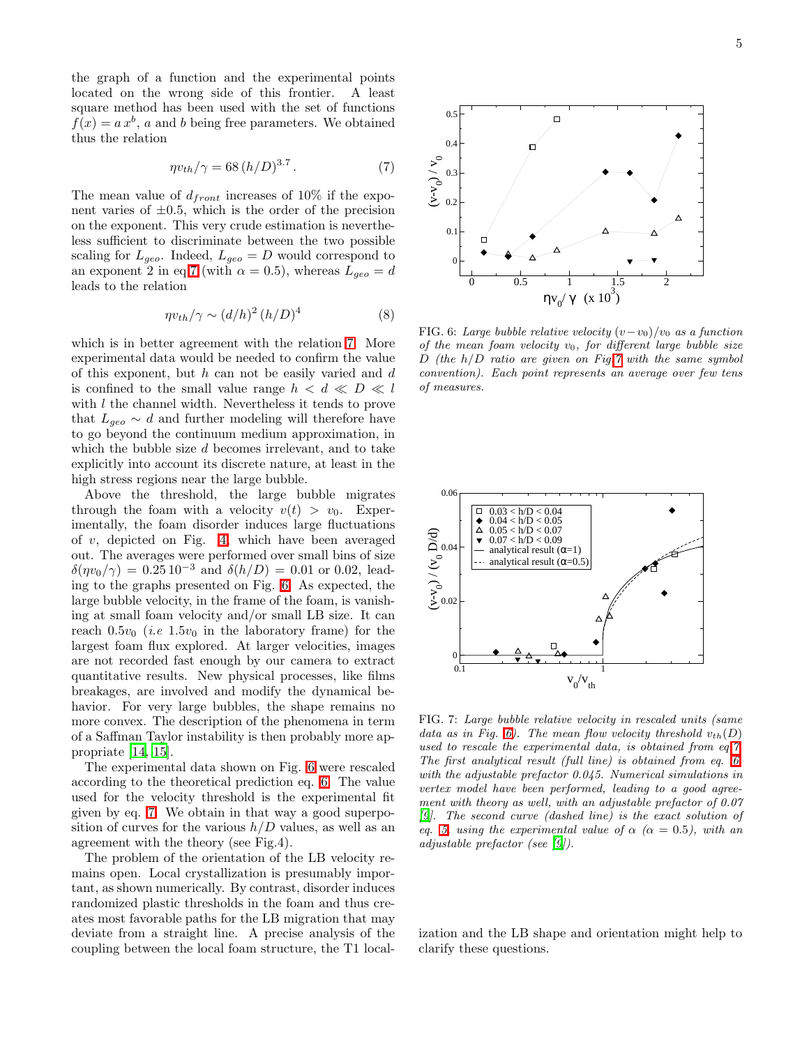the graph of a function and the experimental points located on the wrong side of this frontier. A least square method has been used with the set of functions $f(x) = a\,x^b$, $a$ and $b$ being free parameters. We obtained thus the relation

$$\eta v_{th}/\gamma = 68\,(h/D)^{3.7}\,. \tag{7}$$

The mean value of $d_{front}$ increases of 10% if the exponent varies of $\pm 0.5$, which is the order of the precision on the exponent. This very crude estimation is nevertheless sufficient to discriminate between the two possible scaling for $L_{geo}$. Indeed, $L_{geo} = D$ would correspond to an exponent 2 in eq.7 (with $\alpha = 0.5$), whereas $L_{geo} = d$ leads to the relation

$$\eta v_{th}/\gamma \sim (d/h)^2\,(h/D)^4 \tag{8}$$

which is in better agreement with the relation 7. More experimental data would be needed to confirm the value of this exponent, but $h$ can not be easily varied and $d$ is confined to the small value range $h < d \ll D \ll l$ with $l$ the channel width. Nevertheless it tends to prove that $L_{geo} \sim d$ and further modeling will therefore have to go beyond the continuum medium approximation, in which the bubble size $d$ becomes irrelevant, and to take explicitly into account its discrete nature, at least in the high stress regions near the large bubble.

Above the threshold, the large bubble migrates through the foam with a velocity $v(t) > v_0$. Experimentally, the foam disorder induces large fluctuations of $v$, depicted on Fig. 4, which have been averaged out. The averages were performed over small bins of size $\delta(\eta v_0/\gamma) = 0.25\,10^{-3}$ and $\delta(h/D) = 0.01$ or 0.02, leading to the graphs presented on Fig. 6. As expected, the large bubble velocity, in the frame of the foam, is vanishing at small foam velocity and/or small LB size. It can reach $0.5 v_0$ (*i.e* $1.5 v_0$ in the laboratory frame) for the largest foam flux explored. At larger velocities, images are not recorded fast enough by our camera to extract quantitative results. New physical processes, like films breakages, are involved and modify the dynamical behavior. For very large bubbles, the shape remains no more convex. The description of the phenomena in term of a Saffman Taylor instability is then probably more appropriate [14, 15].

The experimental data shown on Fig. 6 were rescaled according to the theoretical prediction eq. 6. The value used for the velocity threshold is the experimental fit given by eq. 7. We obtain in that way a good superposition of curves for the various $h/D$ values, as well as an agreement with the theory (see Fig.4).

The problem of the orientation of the LB velocity remains open. Local crystallization is presumably important, as shown numerically. By contrast, disorder induces randomized plastic thresholds in the foam and thus creates most favorable paths for the LB migration that may deviate from a straight line. A precise analysis of the coupling between the local foam structure, the T1 localization and the LB shape and orientation might help to clarify these questions.

FIG. 6: *Large bubble relative velocity $(v-v_0)/v_0$ as a function of the mean foam velocity $v_0$, for different large bubble size $D$ (the $h/D$ ratio are given on Fig.7 with the same symbol convention). Each point represents an average over few tens of measures.*

FIG. 7: *Large bubble relative velocity in rescaled units (same data as in Fig. 6). The mean flow velocity threshold $v_{th}(D)$ used to rescale the experimental data, is obtained from eq.7. The first analytical result (full line) is obtained from eq. 6 with the adjustable prefactor 0.045. Numerical simulations in vertex model have been performed, leading to a good agreement with theory as well, with an adjustable prefactor of 0.07 [9]. The second curve (dashed line) is the exact solution of eq. 5 using the experimental value of $\alpha$ ($\alpha = 0.5$), with an adjustable prefactor (see [9]).*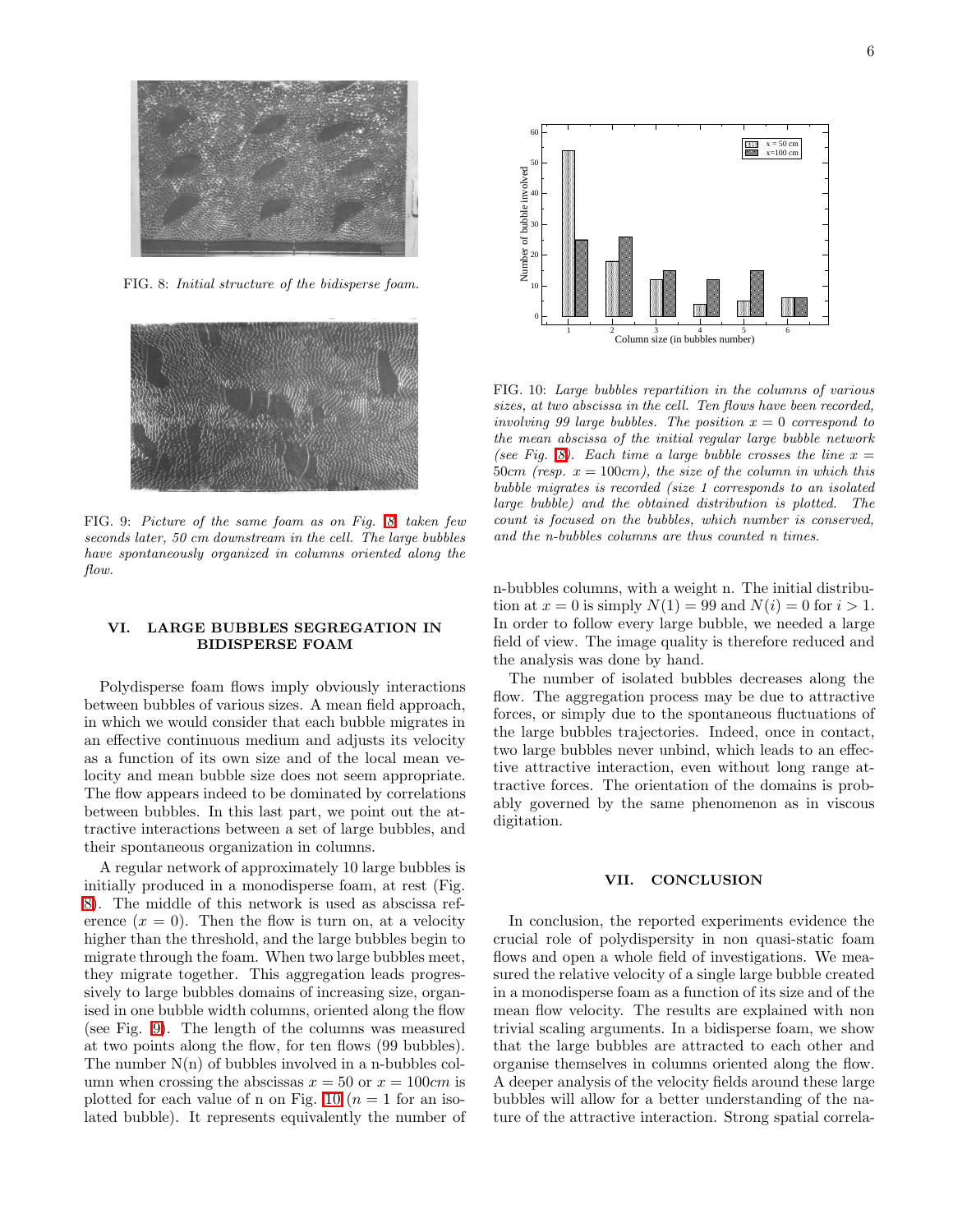FIG. 8: *Initial structure of the bidisperse foam.*

FIG. 9: *Picture of the same foam as on Fig. 8, taken few seconds later, 50 cm downstream in the cell. The large bubbles have spontaneously organized in columns oriented along the flow.*

## VI. LARGE BUBBLES SEGREGATION IN BIDISPERSE FOAM

Polydisperse foam flows imply obviously interactions between bubbles of various sizes. A mean field approach, in which we would consider that each bubble migrates in an effective continuous medium and adjusts its velocity as a function of its own size and of the local mean velocity and mean bubble size does not seem appropriate. The flow appears indeed to be dominated by correlations between bubbles. In this last part, we point out the attractive interactions between a set of large bubbles, and their spontaneous organization in columns.

A regular network of approximately 10 large bubbles is initially produced in a monodisperse foam, at rest (Fig. 8). The middle of this network is used as abscissa reference ($x = 0$). Then the flow is turn on, at a velocity higher than the threshold, and the large bubbles begin to migrate through the foam. When two large bubbles meet, they migrate together. This aggregation leads progressively to large bubbles domains of increasing size, organised in one bubble width columns, oriented along the flow (see Fig. 9). The length of the columns was measured at two points along the flow, for ten flows (99 bubbles). The number N(n) of bubbles involved in a n-bubbles column when crossing the abscissas $x = 50$ or $x = 100cm$ is plotted for each value of n on Fig. 10 ($n = 1$ for an isolated bubble). It represents equivalently the number of n-bubbles columns, with a weight n. The initial distribution at $x = 0$ is simply $N(1) = 99$ and $N(i) = 0$ for $i > 1$. In order to follow every large bubble, we needed a large field of view. The image quality is therefore reduced and the analysis was done by hand.

The number of isolated bubbles decreases along the flow. The aggregation process may be due to attractive forces, or simply due to the spontaneous fluctuations of the large bubbles trajectories. Indeed, once in contact, two large bubbles never unbind, which leads to an effective attractive interaction, even without long range attractive forces. The orientation of the domains is probably governed by the same phenomenon as in viscous digitation.

FIG. 10: *Large bubbles repartition in the columns of various sizes, at two abscissa in the cell. Ten flows have been recorded, involving 99 large bubbles. The position $x = 0$ correspond to the mean abscissa of the initial regular large bubble network (see Fig. 8). Each time a large bubble crosses the line $x = 50cm$ (resp. $x = 100cm$), the size of the column in which this bubble migrates is recorded (size 1 corresponds to an isolated large bubble) and the obtained distribution is plotted. The count is focused on the bubbles, which number is conserved, and the n-bubbles columns are thus counted n times.*

## VII. CONCLUSION

In conclusion, the reported experiments evidence the crucial role of polydispersity in non quasi-static foam flows and open a whole field of investigations. We measured the relative velocity of a single large bubble created in a monodisperse foam as a function of its size and of the mean flow velocity. The results are explained with non trivial scaling arguments. In a bidisperse foam, we show that the large bubbles are attracted to each other and organise themselves in columns oriented along the flow. A deeper analysis of the velocity fields around these large bubbles will allow for a better understanding of the nature of the attractive interaction. Strong spatial correla-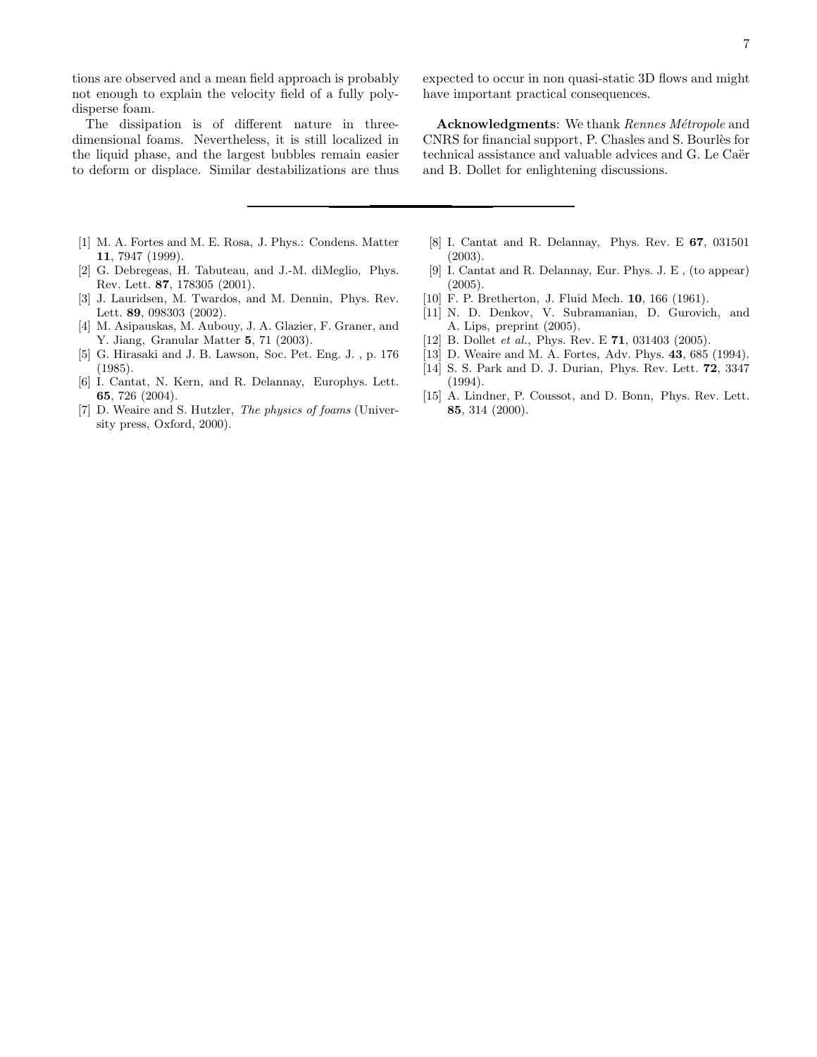tions are observed and a mean field approach is probably not enough to explain the velocity field of a fully polydisperse foam.

The dissipation is of different nature in three-dimensional foams. Nevertheless, it is still localized in the liquid phase, and the largest bubbles remain easier to deform or displace. Similar destabilizations are thus expected to occur in non quasi-static 3D flows and might have important practical consequences.

**Acknowledgments**: We thank *Rennes Métropole* and CNRS for financial support, P. Chasles and S. Bourlès for technical assistance and valuable advices and G. Le Caër and B. Dollet for enlightening discussions.

---

[1] M. A. Fortes and M. E. Rosa, J. Phys.: Condens. Matter **11**, 7947 (1999).

[2] G. Debregeas, H. Tabuteau, and J.-M. diMeglio, Phys. Rev. Lett. **87**, 178305 (2001).

[3] J. Lauridsen, M. Twardos, and M. Dennin, Phys. Rev. Lett. **89**, 098303 (2002).

[4] M. Asipauskas, M. Aubouy, J. A. Glazier, F. Graner, and Y. Jiang, Granular Matter **5**, 71 (2003).

[5] G. Hirasaki and J. B. Lawson, Soc. Pet. Eng. J. , p. 176 (1985).

[6] I. Cantat, N. Kern, and R. Delannay, Europhys. Lett. **65**, 726 (2004).

[7] D. Weaire and S. Hutzler, *The physics of foams* (University press, Oxford, 2000).

[8] I. Cantat and R. Delannay, Phys. Rev. E **67**, 031501 (2003).

[9] I. Cantat and R. Delannay, Eur. Phys. J. E , (to appear) (2005).

[10] F. P. Bretherton, J. Fluid Mech. **10**, 166 (1961).

[11] N. D. Denkov, V. Subramanian, D. Gurovich, and A. Lips, preprint (2005).

[12] B. Dollet *et al.*, Phys. Rev. E **71**, 031403 (2005).

[13] D. Weaire and M. A. Fortes, Adv. Phys. **43**, 685 (1994).

[14] S. S. Park and D. J. Durian, Phys. Rev. Lett. **72**, 3347 (1994).

[15] A. Lindner, P. Coussot, and D. Bonn, Phys. Rev. Lett. **85**, 314 (2000).